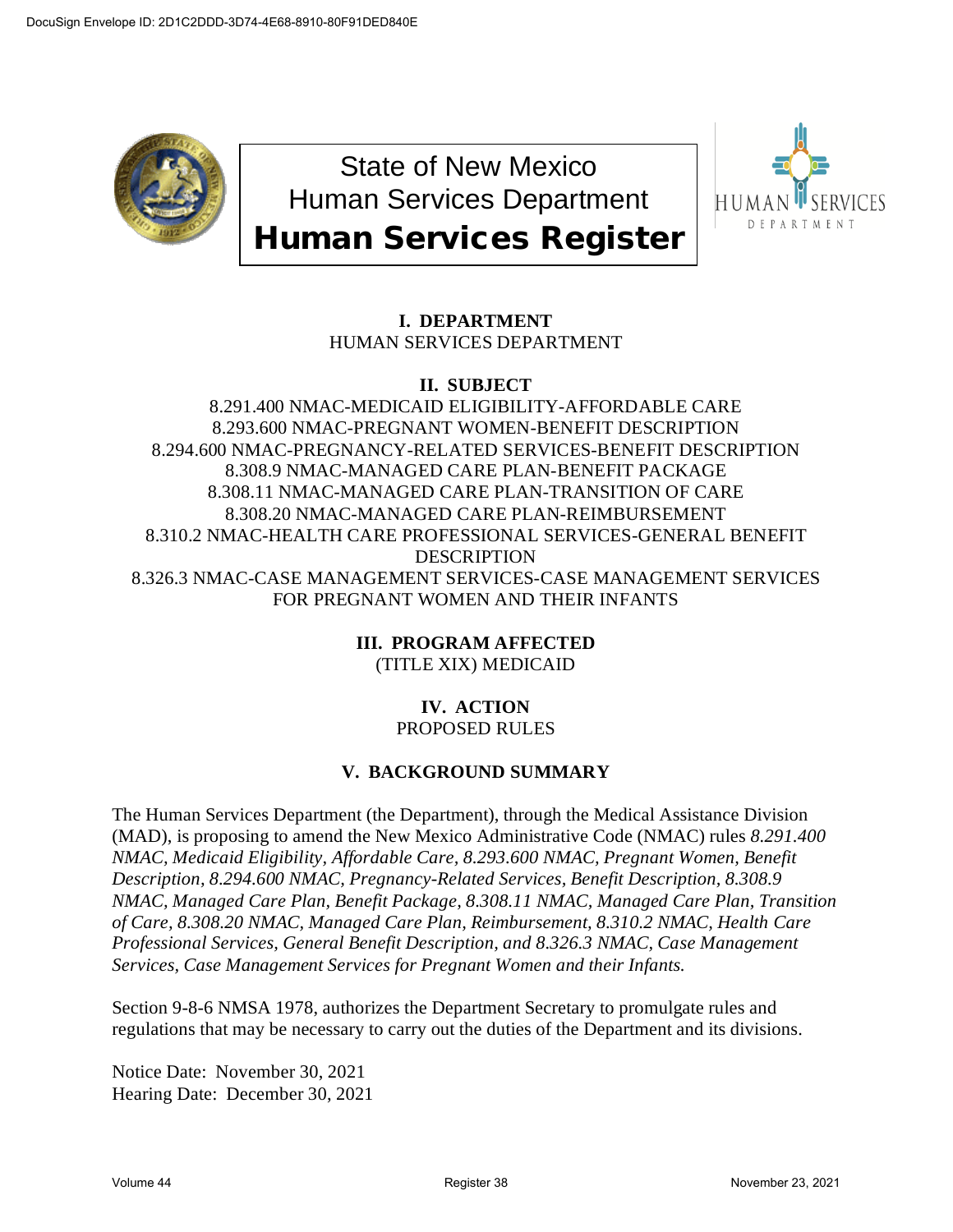# State of New Mexico
# Human Services Department
# Human Services Register

**I. DEPARTMENT**
HUMAN SERVICES DEPARTMENT

**II. SUBJECT**
8.291.400 NMAC-MEDICAID ELIGIBILITY-AFFORDABLE CARE
8.293.600 NMAC-PREGNANT WOMEN-BENEFIT DESCRIPTION
8.294.600 NMAC-PREGNANCY-RELATED SERVICES-BENEFIT DESCRIPTION
8.308.9 NMAC-MANAGED CARE PLAN-BENEFIT PACKAGE
8.308.11 NMAC-MANAGED CARE PLAN-TRANSITION OF CARE
8.308.20 NMAC-MANAGED CARE PLAN-REIMBURSEMENT
8.310.2 NMAC-HEALTH CARE PROFESSIONAL SERVICES-GENERAL BENEFIT DESCRIPTION
8.326.3 NMAC-CASE MANAGEMENT SERVICES-CASE MANAGEMENT SERVICES FOR PREGNANT WOMEN AND THEIR INFANTS

**III. PROGRAM AFFECTED**
(TITLE XIX) MEDICAID

**IV. ACTION**
PROPOSED RULES

**V. BACKGROUND SUMMARY**

The Human Services Department (the Department), through the Medical Assistance Division (MAD), is proposing to amend the New Mexico Administrative Code (NMAC) rules *8.291.400 NMAC, Medicaid Eligibility, Affordable Care, 8.293.600 NMAC, Pregnant Women, Benefit Description, 8.294.600 NMAC, Pregnancy-Related Services, Benefit Description, 8.308.9 NMAC, Managed Care Plan, Benefit Package, 8.308.11 NMAC, Managed Care Plan, Transition of Care, 8.308.20 NMAC, Managed Care Plan, Reimbursement, 8.310.2 NMAC, Health Care Professional Services, General Benefit Description, and 8.326.3 NMAC, Case Management Services, Case Management Services for Pregnant Women and their Infants.*

Section 9-8-6 NMSA 1978, authorizes the Department Secretary to promulgate rules and regulations that may be necessary to carry out the duties of the Department and its divisions.

Notice Date: November 30, 2021
Hearing Date: December 30, 2021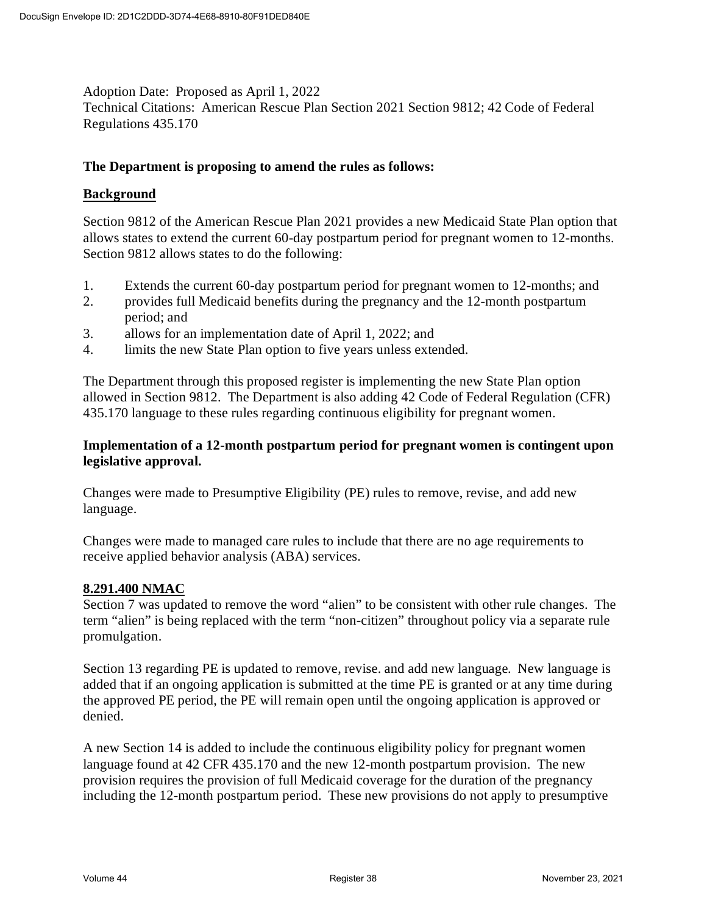Adoption Date: Proposed as April 1, 2022
Technical Citations: American Rescue Plan Section 2021 Section 9812; 42 Code of Federal Regulations 435.170

**The Department is proposing to amend the rules as follows:**

**Background**

Section 9812 of the American Rescue Plan 2021 provides a new Medicaid State Plan option that allows states to extend the current 60-day postpartum period for pregnant women to 12-months. Section 9812 allows states to do the following:

1. Extends the current 60-day postpartum period for pregnant women to 12-months; and
2. provides full Medicaid benefits during the pregnancy and the 12-month postpartum period; and
3. allows for an implementation date of April 1, 2022; and
4. limits the new State Plan option to five years unless extended.

The Department through this proposed register is implementing the new State Plan option allowed in Section 9812. The Department is also adding 42 Code of Federal Regulation (CFR) 435.170 language to these rules regarding continuous eligibility for pregnant women.

**Implementation of a 12-month postpartum period for pregnant women is contingent upon legislative approval.**

Changes were made to Presumptive Eligibility (PE) rules to remove, revise, and add new language.

Changes were made to managed care rules to include that there are no age requirements to receive applied behavior analysis (ABA) services.

**8.291.400 NMAC**

Section 7 was updated to remove the word "alien" to be consistent with other rule changes. The term "alien" is being replaced with the term "non-citizen" throughout policy via a separate rule promulgation.

Section 13 regarding PE is updated to remove, revise. and add new language. New language is added that if an ongoing application is submitted at the time PE is granted or at any time during the approved PE period, the PE will remain open until the ongoing application is approved or denied.

A new Section 14 is added to include the continuous eligibility policy for pregnant women language found at 42 CFR 435.170 and the new 12-month postpartum provision. The new provision requires the provision of full Medicaid coverage for the duration of the pregnancy including the 12-month postpartum period. These new provisions do not apply to presumptive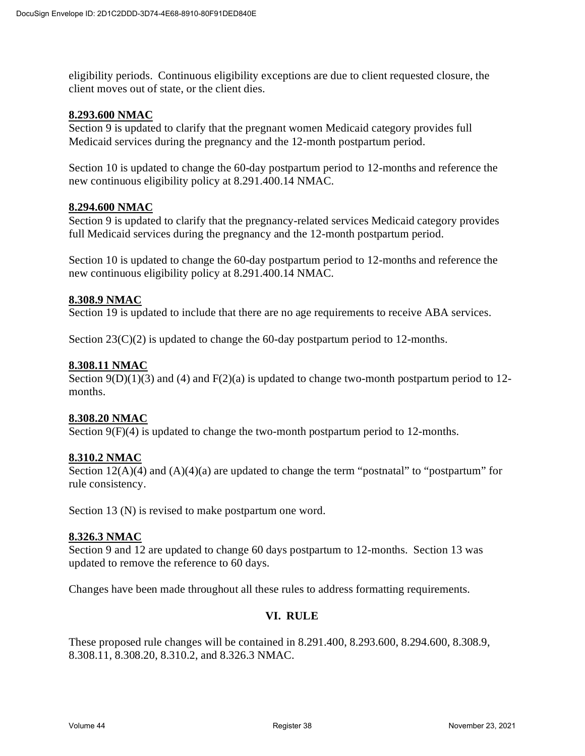eligibility periods. Continuous eligibility exceptions are due to client requested closure, the client moves out of state, or the client dies.

**8.293.600 NMAC**

Section 9 is updated to clarify that the pregnant women Medicaid category provides full Medicaid services during the pregnancy and the 12-month postpartum period.

Section 10 is updated to change the 60-day postpartum period to 12-months and reference the new continuous eligibility policy at 8.291.400.14 NMAC.

**8.294.600 NMAC**

Section 9 is updated to clarify that the pregnancy-related services Medicaid category provides full Medicaid services during the pregnancy and the 12-month postpartum period.

Section 10 is updated to change the 60-day postpartum period to 12-months and reference the new continuous eligibility policy at 8.291.400.14 NMAC.

**8.308.9 NMAC**

Section 19 is updated to include that there are no age requirements to receive ABA services.

Section 23(C)(2) is updated to change the 60-day postpartum period to 12-months.

**8.308.11 NMAC**

Section 9(D)(1)(3) and (4) and F(2)(a) is updated to change two-month postpartum period to 12-months.

**8.308.20 NMAC**

Section 9(F)(4) is updated to change the two-month postpartum period to 12-months.

**8.310.2 NMAC**

Section 12(A)(4) and (A)(4)(a) are updated to change the term "postnatal" to "postpartum" for rule consistency.

Section 13 (N) is revised to make postpartum one word.

**8.326.3 NMAC**

Section 9 and 12 are updated to change 60 days postpartum to 12-months. Section 13 was updated to remove the reference to 60 days.

Changes have been made throughout all these rules to address formatting requirements.

## VI. RULE

These proposed rule changes will be contained in 8.291.400, 8.293.600, 8.294.600, 8.308.9, 8.308.11, 8.308.20, 8.310.2, and 8.326.3 NMAC.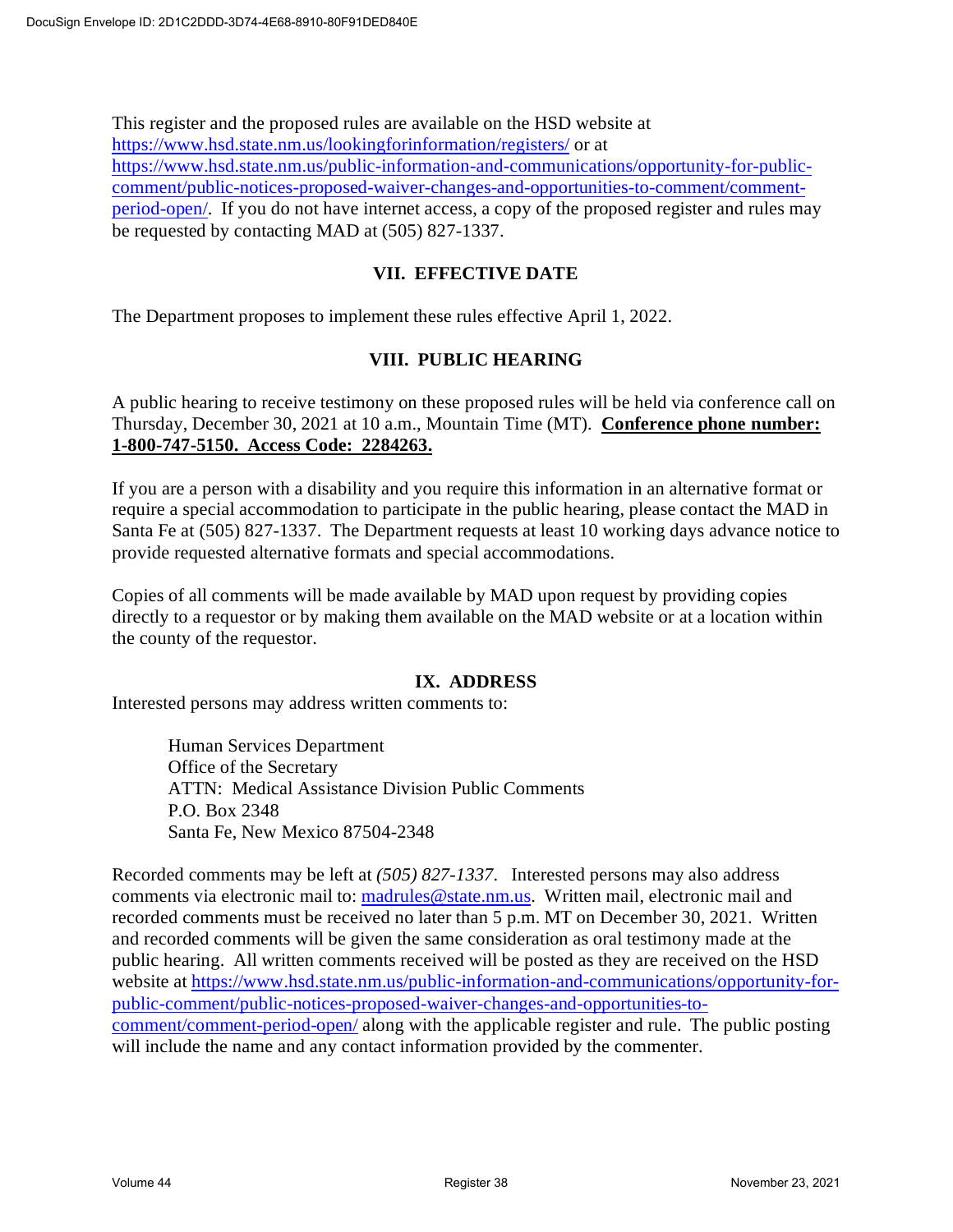This register and the proposed rules are available on the HSD website at https://www.hsd.state.nm.us/lookingforinformation/registers/ or at https://www.hsd.state.nm.us/public-information-and-communications/opportunity-for-public-comment/public-notices-proposed-waiver-changes-and-opportunities-to-comment/comment-period-open/. If you do not have internet access, a copy of the proposed register and rules may be requested by contacting MAD at (505) 827-1337.

## VII. EFFECTIVE DATE

The Department proposes to implement these rules effective April 1, 2022.

## VIII. PUBLIC HEARING

A public hearing to receive testimony on these proposed rules will be held via conference call on Thursday, December 30, 2021 at 10 a.m., Mountain Time (MT). **Conference phone number: 1-800-747-5150. Access Code: 2284263.**

If you are a person with a disability and you require this information in an alternative format or require a special accommodation to participate in the public hearing, please contact the MAD in Santa Fe at (505) 827-1337. The Department requests at least 10 working days advance notice to provide requested alternative formats and special accommodations.

Copies of all comments will be made available by MAD upon request by providing copies directly to a requestor or by making them available on the MAD website or at a location within the county of the requestor.

## IX. ADDRESS

Interested persons may address written comments to:

> Human Services Department
> Office of the Secretary
> ATTN: Medical Assistance Division Public Comments
> P.O. Box 2348
> Santa Fe, New Mexico 87504-2348

Recorded comments may be left at *(505) 827-1337*. Interested persons may also address comments via electronic mail to: madrules@state.nm.us. Written mail, electronic mail and recorded comments must be received no later than 5 p.m. MT on December 30, 2021. Written and recorded comments will be given the same consideration as oral testimony made at the public hearing. All written comments received will be posted as they are received on the HSD website at https://www.hsd.state.nm.us/public-information-and-communications/opportunity-for-public-comment/public-notices-proposed-waiver-changes-and-opportunities-to-comment/comment-period-open/ along with the applicable register and rule. The public posting will include the name and any contact information provided by the commenter.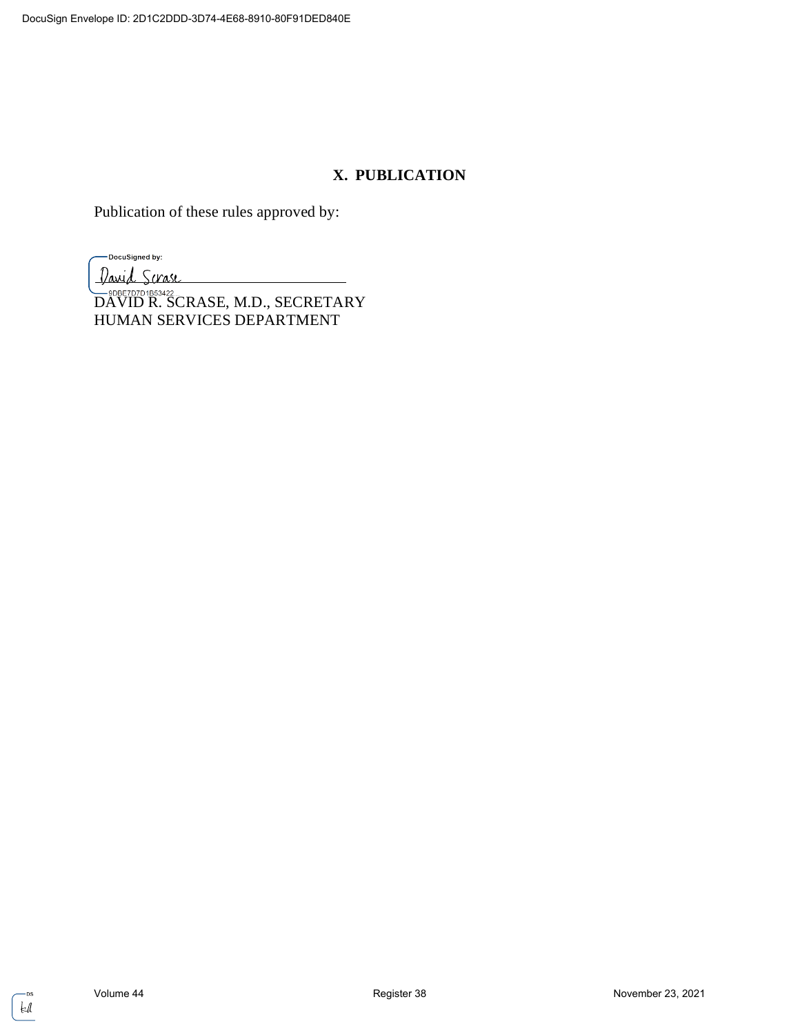## X. PUBLICATION

Publication of these rules approved by:

DocuSigned by:

David Scrase

9DBE7D7D1B53422

DAVID R. SCRASE, M.D., SECRETARY
HUMAN SERVICES DEPARTMENT